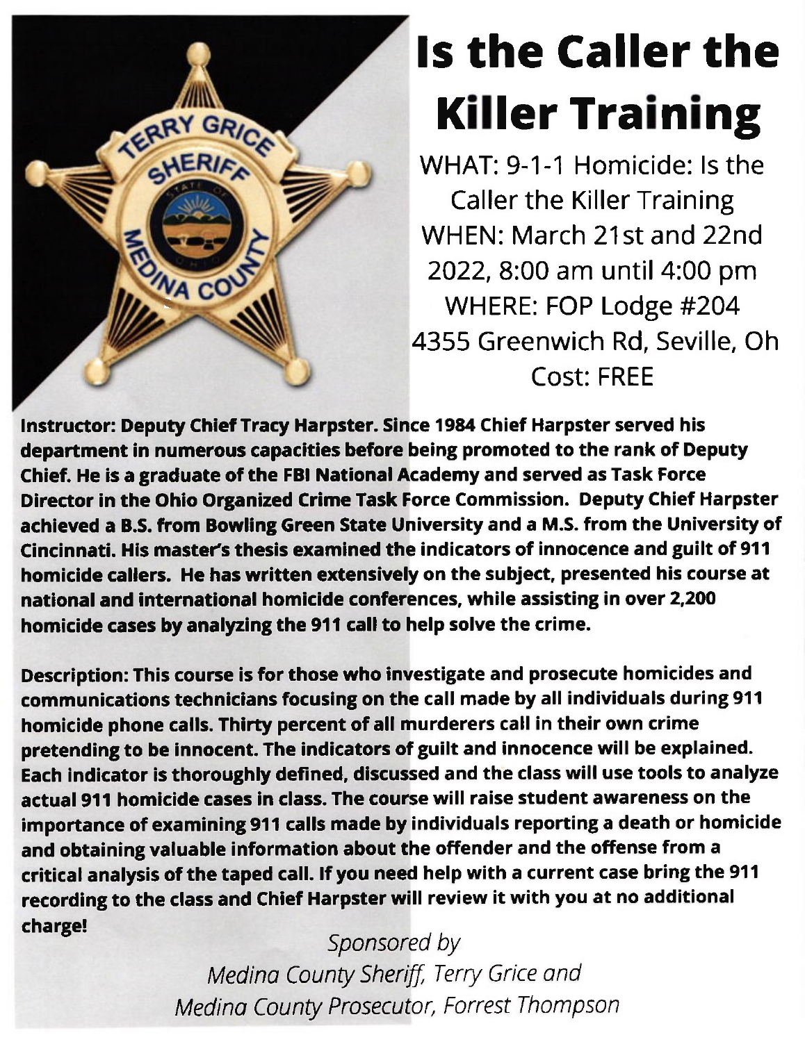# Is the Caller the Killer Training

WHAT: 9-1-1 Homicide: Is the Caller the Killer Training
WHEN: March 21st and 22nd 2022, 8:00 am until 4:00 pm
WHERE: FOP Lodge #204
4355 Greenwich Rd, Seville, Oh
Cost: FREE

**Instructor: Deputy Chief Tracy Harpster. Since 1984 Chief Harpster served his department in numerous capacities before being promoted to the rank of Deputy Chief. He is a graduate of the FBI National Academy and served as Task Force Director in the Ohio Organized Crime Task Force Commission. Deputy Chief Harpster achieved a B.S. from Bowling Green State University and a M.S. from the University of Cincinnati. His master's thesis examined the indicators of innocence and guilt of 911 homicide callers. He has written extensively on the subject, presented his course at national and international homicide conferences, while assisting in over 2,200 homicide cases by analyzing the 911 call to help solve the crime.**

**Description: This course is for those who investigate and prosecute homicides and communications technicians focusing on the call made by all individuals during 911 homicide phone calls. Thirty percent of all murderers call in their own crime pretending to be innocent. The indicators of guilt and innocence will be explained. Each indicator is thoroughly defined, discussed and the class will use tools to analyze actual 911 homicide cases in class. The course will raise student awareness on the importance of examining 911 calls made by individuals reporting a death or homicide and obtaining valuable information about the offender and the offense from a critical analysis of the taped call. If you need help with a current case bring the 911 recording to the class and Chief Harpster will review it with you at no additional charge!**

*Sponsored by*
*Medina County Sheriff, Terry Grice and*
*Medina County Prosecutor, Forrest Thompson*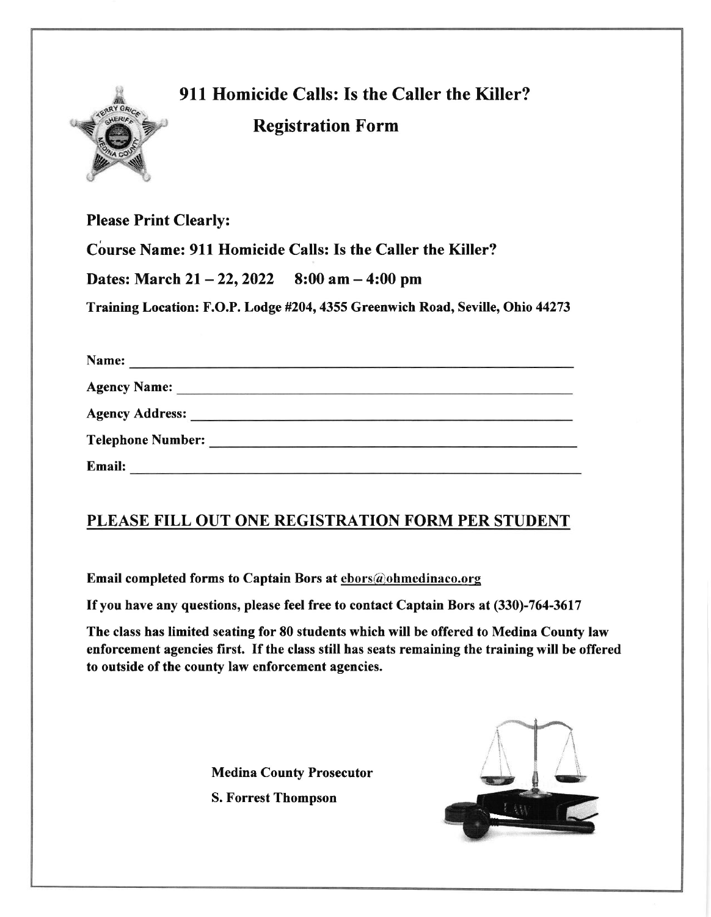# 911 Homicide Calls: Is the Caller the Killer?

## Registration Form

**Please Print Clearly:**

**Course Name: 911 Homicide Calls: Is the Caller the Killer?**

**Dates: March 21 – 22, 2022 8:00 am – 4:00 pm**

**Training Location: F.O.P. Lodge #204, 4355 Greenwich Road, Seville, Ohio 44273**

**Name:** ______________________________________________

**Agency Name:** ______________________________________________

**Agency Address:** ______________________________________________

**Telephone Number:** ______________________________________________

**Email:** ______________________________________________

## PLEASE FILL OUT ONE REGISTRATION FORM PER STUDENT

**Email completed forms to Captain Bors at ebors@ohmedinaco.org**

**If you have any questions, please feel free to contact Captain Bors at (330)-764-3617**

**The class has limited seating for 80 students which will be offered to Medina County law enforcement agencies first. If the class still has seats remaining the training will be offered to outside of the county law enforcement agencies.**

**Medina County Prosecutor**

**S. Forrest Thompson**